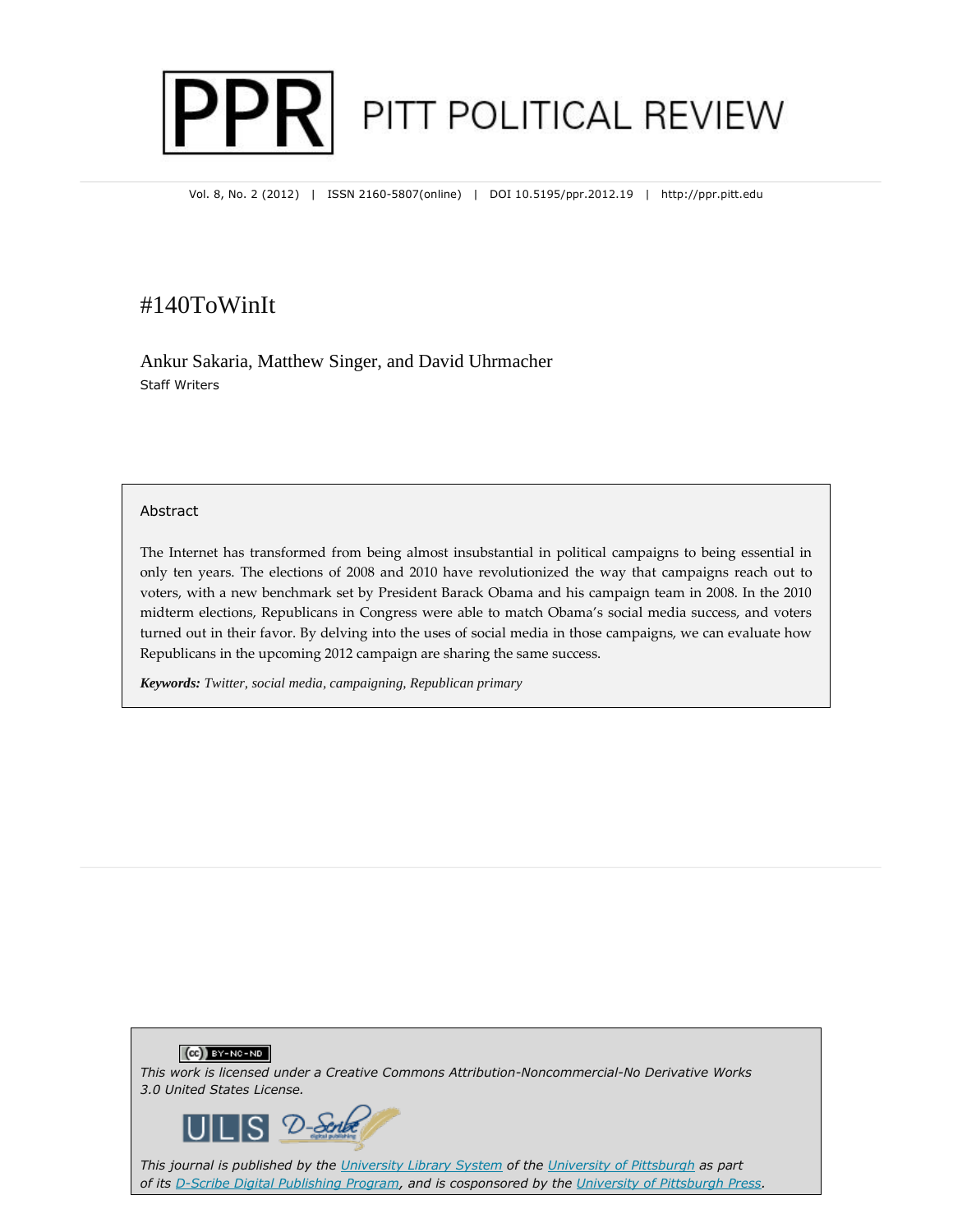# PITT POLITICAL REVIEW

Vol. 8, No. 2 (2012) | ISSN 2160-5807(online) | DOI 10.5195/ppr.2012.19 | http://ppr.pitt.edu

## #140ToWinIt

Ankur Sakaria, Matthew Singer, and David Uhrmacher
Staff Writers

### Abstract

The Internet has transformed from being almost insubstantial in political campaigns to being essential in only ten years. The elections of 2008 and 2010 have revolutionized the way that campaigns reach out to voters, with a new benchmark set by President Barack Obama and his campaign team in 2008. In the 2010 midterm elections, Republicans in Congress were able to match Obama's social media success, and voters turned out in their favor. By delving into the uses of social media in those campaigns, we can evaluate how Republicans in the upcoming 2012 campaign are sharing the same success.

***Keywords:*** *Twitter, social media, campaigning, Republican primary*

*This work is licensed under a Creative Commons Attribution-Noncommercial-No Derivative Works 3.0 United States License.*

*This journal is published by the University Library System of the University of Pittsburgh as part of its D-Scribe Digital Publishing Program, and is cosponsored by the University of Pittsburgh Press.*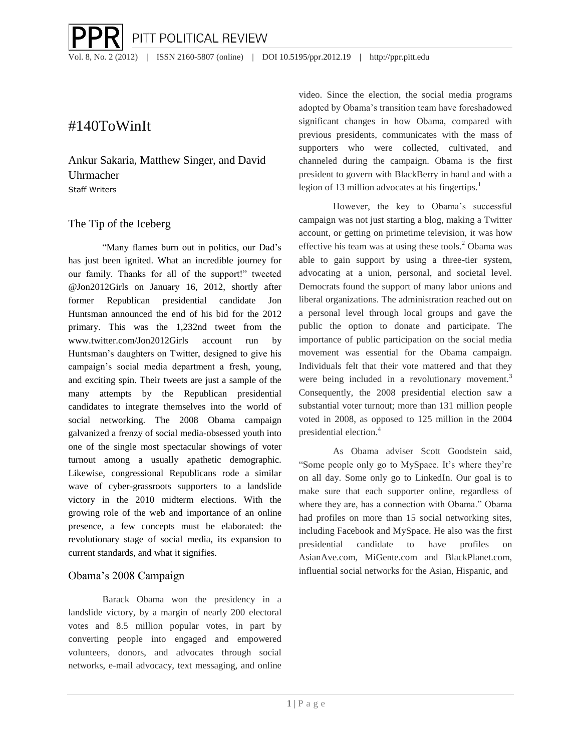# #140ToWinIt

Ankur Sakaria, Matthew Singer, and David Uhrmacher
Staff Writers

## The Tip of the Iceberg

"Many flames burn out in politics, our Dad's has just been ignited. What an incredible journey for our family. Thanks for all of the support!" tweeted @Jon2012Girls on January 16, 2012, shortly after former Republican presidential candidate Jon Huntsman announced the end of his bid for the 2012 primary. This was the 1,232nd tweet from the www.twitter.com/Jon2012Girls account run by Huntsman's daughters on Twitter, designed to give his campaign's social media department a fresh, young, and exciting spin. Their tweets are just a sample of the many attempts by the Republican presidential candidates to integrate themselves into the world of social networking. The 2008 Obama campaign galvanized a frenzy of social media-obsessed youth into one of the single most spectacular showings of voter turnout among a usually apathetic demographic. Likewise, congressional Republicans rode a similar wave of cyber-grassroots supporters to a landslide victory in the 2010 midterm elections. With the growing role of the web and importance of an online presence, a few concepts must be elaborated: the revolutionary stage of social media, its expansion to current standards, and what it signifies.

## Obama's 2008 Campaign

Barack Obama won the presidency in a landslide victory, by a margin of nearly 200 electoral votes and 8.5 million popular votes, in part by converting people into engaged and empowered volunteers, donors, and advocates through social networks, e-mail advocacy, text messaging, and online video. Since the election, the social media programs adopted by Obama's transition team have foreshadowed significant changes in how Obama, compared with previous presidents, communicates with the mass of supporters who were collected, cultivated, and channeled during the campaign. Obama is the first president to govern with BlackBerry in hand and with a legion of 13 million advocates at his fingertips.[1]

However, the key to Obama's successful campaign was not just starting a blog, making a Twitter account, or getting on primetime television, it was how effective his team was at using these tools.[2] Obama was able to gain support by using a three-tier system, advocating at a union, personal, and societal level. Democrats found the support of many labor unions and liberal organizations. The administration reached out on a personal level through local groups and gave the public the option to donate and participate. The importance of public participation on the social media movement was essential for the Obama campaign. Individuals felt that their vote mattered and that they were being included in a revolutionary movement.[3] Consequently, the 2008 presidential election saw a substantial voter turnout; more than 131 million people voted in 2008, as opposed to 125 million in the 2004 presidential election.[4]

As Obama adviser Scott Goodstein said, "Some people only go to MySpace. It's where they're on all day. Some only go to LinkedIn. Our goal is to make sure that each supporter online, regardless of where they are, has a connection with Obama." Obama had profiles on more than 15 social networking sites, including Facebook and MySpace. He also was the first presidential candidate to have profiles on AsianAve.com, MiGente.com and BlackPlanet.com, influential social networks for the Asian, Hispanic, and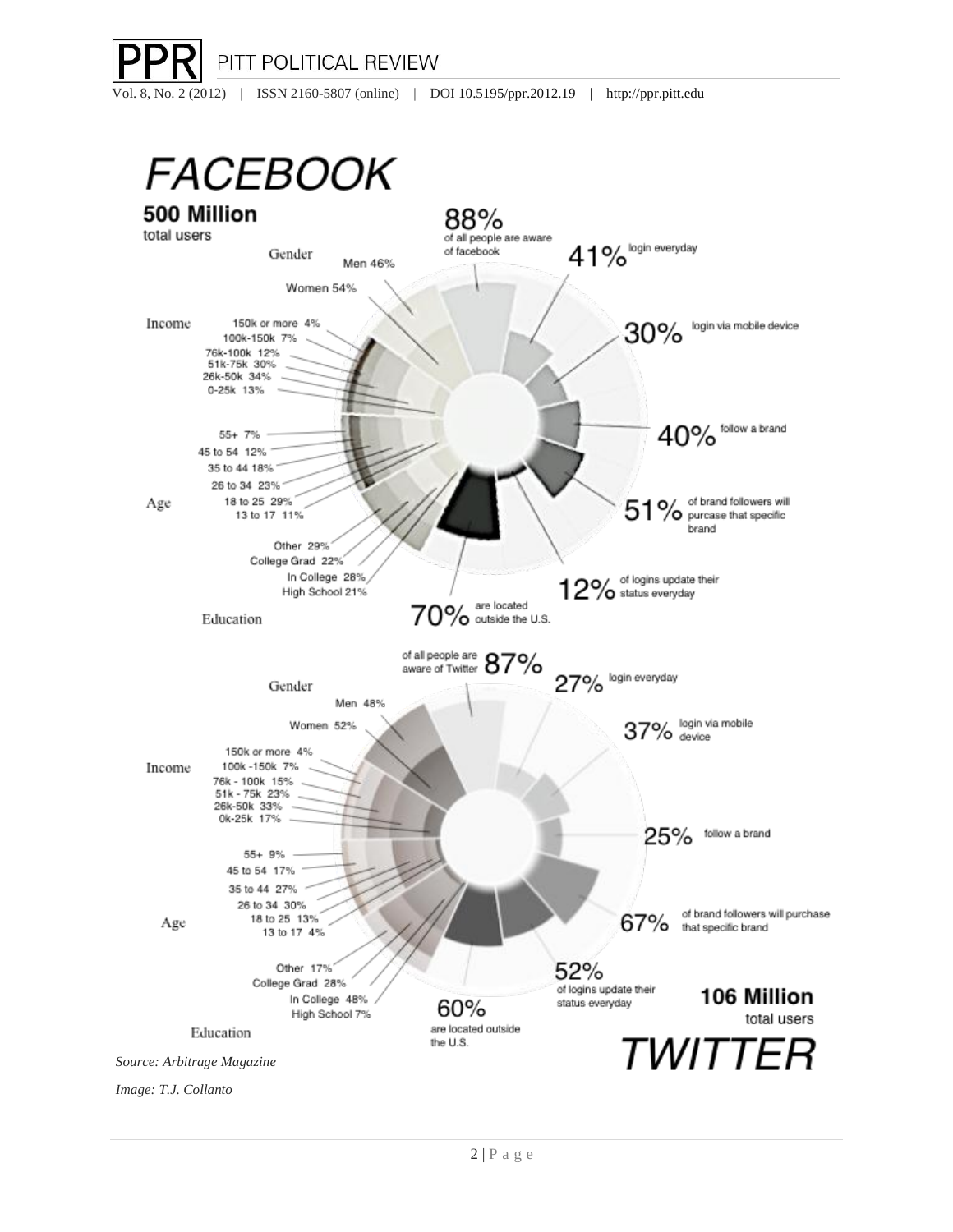# FACEBOOK

**500 Million**
total users

**88%** of all people are aware of facebook

**41%** login everyday

**30%** login via mobile device

**40%** follow a brand

**51%** of brand followers will purcase that specific brand

**12%** of logins update their status everyday

**70%** are located outside the U.S.

Gender
- Men 46%
- Women 54%

Income
- 150k or more 4%
- 100k-150k 7%
- 76k-100k 12%
- 51k-75k 30%
- 26k-50k 34%
- 0-25k 13%

Age
- 55+ 7%
- 45 to 54 12%
- 35 to 44 18%
- 26 to 34 23%
- 18 to 25 29%
- 13 to 17 11%

Education
- Other 29%
- College Grad 22%
- In College 28%
- High School 21%

# TWITTER

**106 Million**
total users

**87%** of all people are aware of Twitter

**27%** login everyday

**37%** login via mobile device

**25%** follow a brand

**67%** of brand followers will purchase that specific brand

**52%** of logins update their status everyday

**60%** are located outside the U.S.

Gender
- Men 48%
- Women 52%

Income
- 150k or more 4%
- 100k -150k 7%
- 76k - 100k 15%
- 51k - 75k 23%
- 26k-50k 33%
- 0k-25k 17%

Age
- 55+ 9%
- 45 to 54 17%
- 35 to 44 27%
- 26 to 34 30%
- 18 to 25 13%
- 13 to 17 4%

Education
- Other 17%
- College Grad 28%
- In College 48%
- High School 7%

*Source: Arbitrage Magazine*

*Image: T.J. Collanto*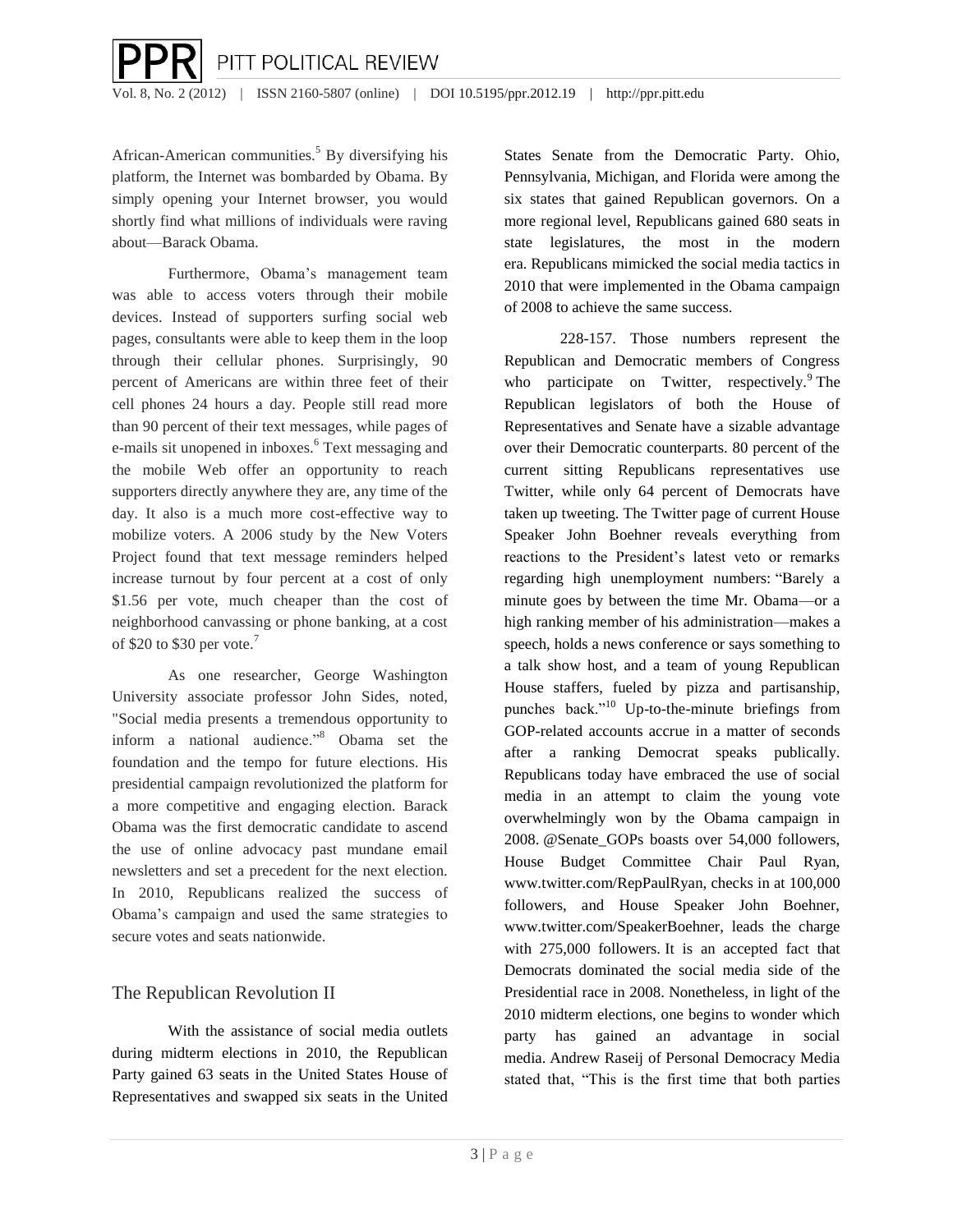African-American communities.[5] By diversifying his platform, the Internet was bombarded by Obama. By simply opening your Internet browser, you would shortly find what millions of individuals were raving about—Barack Obama.

Furthermore, Obama's management team was able to access voters through their mobile devices. Instead of supporters surfing social web pages, consultants were able to keep them in the loop through their cellular phones. Surprisingly, 90 percent of Americans are within three feet of their cell phones 24 hours a day. People still read more than 90 percent of their text messages, while pages of e-mails sit unopened in inboxes.[6] Text messaging and the mobile Web offer an opportunity to reach supporters directly anywhere they are, any time of the day. It also is a much more cost-effective way to mobilize voters. A 2006 study by the New Voters Project found that text message reminders helped increase turnout by four percent at a cost of only $1.56 per vote, much cheaper than the cost of neighborhood canvassing or phone banking, at a cost of $20 to $30 per vote.[7]

As one researcher, George Washington University associate professor John Sides, noted, "Social media presents a tremendous opportunity to inform a national audience."[8] Obama set the foundation and the tempo for future elections. His presidential campaign revolutionized the platform for a more competitive and engaging election. Barack Obama was the first democratic candidate to ascend the use of online advocacy past mundane email newsletters and set a precedent for the next election. In 2010, Republicans realized the success of Obama's campaign and used the same strategies to secure votes and seats nationwide.

## The Republican Revolution II

With the assistance of social media outlets during midterm elections in 2010, the Republican Party gained 63 seats in the United States House of Representatives and swapped six seats in the United States Senate from the Democratic Party. Ohio, Pennsylvania, Michigan, and Florida were among the six states that gained Republican governors. On a more regional level, Republicans gained 680 seats in state legislatures, the most in the modern era. Republicans mimicked the social media tactics in 2010 that were implemented in the Obama campaign of 2008 to achieve the same success.

228-157. Those numbers represent the Republican and Democratic members of Congress who participate on Twitter, respectively.[9] The Republican legislators of both the House of Representatives and Senate have a sizable advantage over their Democratic counterparts. 80 percent of the current sitting Republicans representatives use Twitter, while only 64 percent of Democrats have taken up tweeting. The Twitter page of current House Speaker John Boehner reveals everything from reactions to the President's latest veto or remarks regarding high unemployment numbers: "Barely a minute goes by between the time Mr. Obama—or a high ranking member of his administration—makes a speech, holds a news conference or says something to a talk show host, and a team of young Republican House staffers, fueled by pizza and partisanship, punches back."[10] Up-to-the-minute briefings from GOP-related accounts accrue in a matter of seconds after a ranking Democrat speaks publically. Republicans today have embraced the use of social media in an attempt to claim the young vote overwhelmingly won by the Obama campaign in 2008. @Senate_GOPs boasts over 54,000 followers, House Budget Committee Chair Paul Ryan, www.twitter.com/RepPaulRyan, checks in at 100,000 followers, and House Speaker John Boehner, www.twitter.com/SpeakerBoehner, leads the charge with 275,000 followers. It is an accepted fact that Democrats dominated the social media side of the Presidential race in 2008. Nonetheless, in light of the 2010 midterm elections, one begins to wonder which party has gained an advantage in social media. Andrew Raseij of Personal Democracy Media stated that, "This is the first time that both parties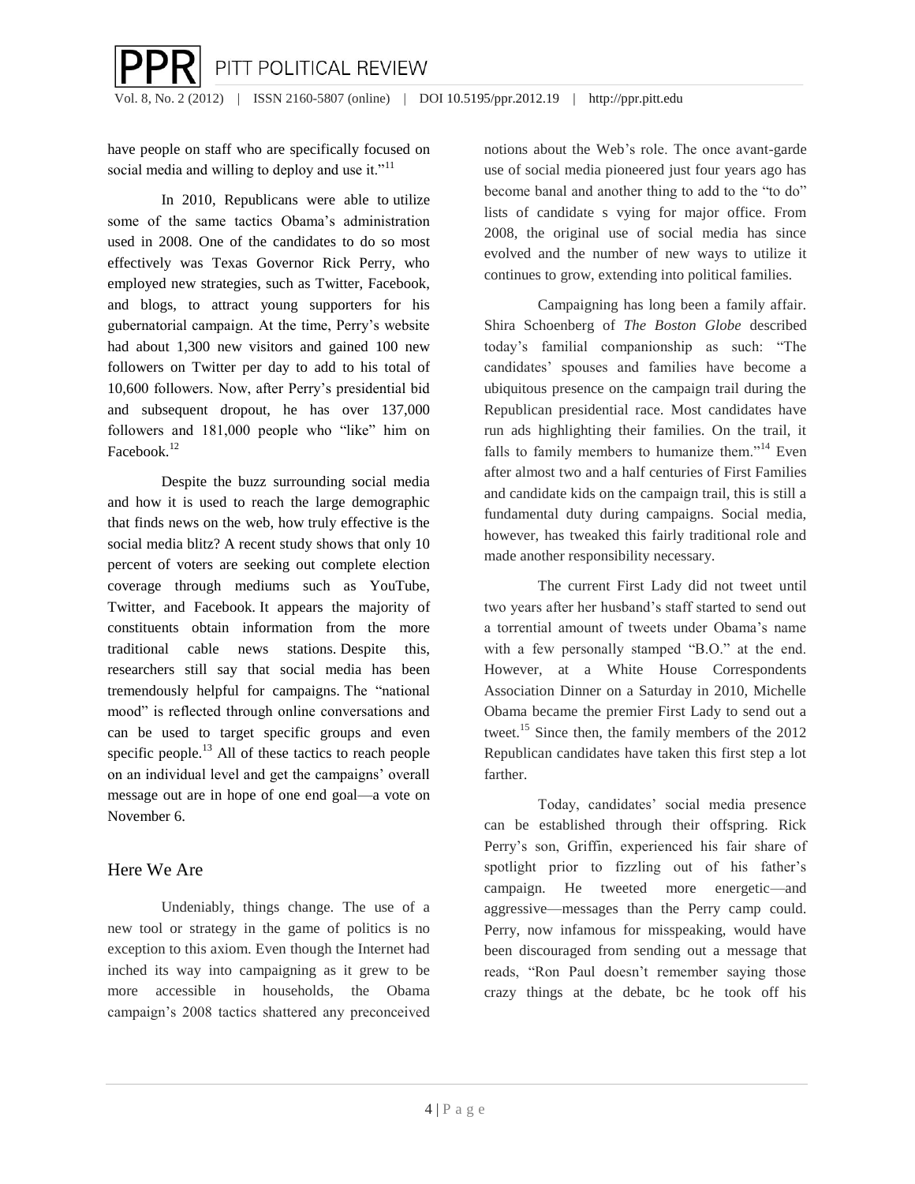have people on staff who are specifically focused on social media and willing to deploy and use it."[11]

In 2010, Republicans were able to utilize some of the same tactics Obama's administration used in 2008. One of the candidates to do so most effectively was Texas Governor Rick Perry, who employed new strategies, such as Twitter, Facebook, and blogs, to attract young supporters for his gubernatorial campaign. At the time, Perry's website had about 1,300 new visitors and gained 100 new followers on Twitter per day to add to his total of 10,600 followers. Now, after Perry's presidential bid and subsequent dropout, he has over 137,000 followers and 181,000 people who "like" him on Facebook.[12]

Despite the buzz surrounding social media and how it is used to reach the large demographic that finds news on the web, how truly effective is the social media blitz? A recent study shows that only 10 percent of voters are seeking out complete election coverage through mediums such as YouTube, Twitter, and Facebook. It appears the majority of constituents obtain information from the more traditional cable news stations. Despite this, researchers still say that social media has been tremendously helpful for campaigns. The "national mood" is reflected through online conversations and can be used to target specific groups and even specific people.[13] All of these tactics to reach people on an individual level and get the campaigns' overall message out are in hope of one end goal—a vote on November 6.

## Here We Are

Undeniably, things change. The use of a new tool or strategy in the game of politics is no exception to this axiom. Even though the Internet had inched its way into campaigning as it grew to be more accessible in households, the Obama campaign's 2008 tactics shattered any preconceived notions about the Web's role. The once avant-garde use of social media pioneered just four years ago has become banal and another thing to add to the "to do" lists of candidate s vying for major office. From 2008, the original use of social media has since evolved and the number of new ways to utilize it continues to grow, extending into political families.

Campaigning has long been a family affair. Shira Schoenberg of *The Boston Globe* described today's familial companionship as such: "The candidates' spouses and families have become a ubiquitous presence on the campaign trail during the Republican presidential race. Most candidates have run ads highlighting their families. On the trail, it falls to family members to humanize them."[14] Even after almost two and a half centuries of First Families and candidate kids on the campaign trail, this is still a fundamental duty during campaigns. Social media, however, has tweaked this fairly traditional role and made another responsibility necessary.

The current First Lady did not tweet until two years after her husband's staff started to send out a torrential amount of tweets under Obama's name with a few personally stamped "B.O." at the end. However, at a White House Correspondents Association Dinner on a Saturday in 2010, Michelle Obama became the premier First Lady to send out a tweet.[15] Since then, the family members of the 2012 Republican candidates have taken this first step a lot farther.

Today, candidates' social media presence can be established through their offspring. Rick Perry's son, Griffin, experienced his fair share of spotlight prior to fizzling out of his father's campaign. He tweeted more energetic—and aggressive—messages than the Perry camp could. Perry, now infamous for misspeaking, would have been discouraged from sending out a message that reads, "Ron Paul doesn't remember saying those crazy things at the debate, bc he took off his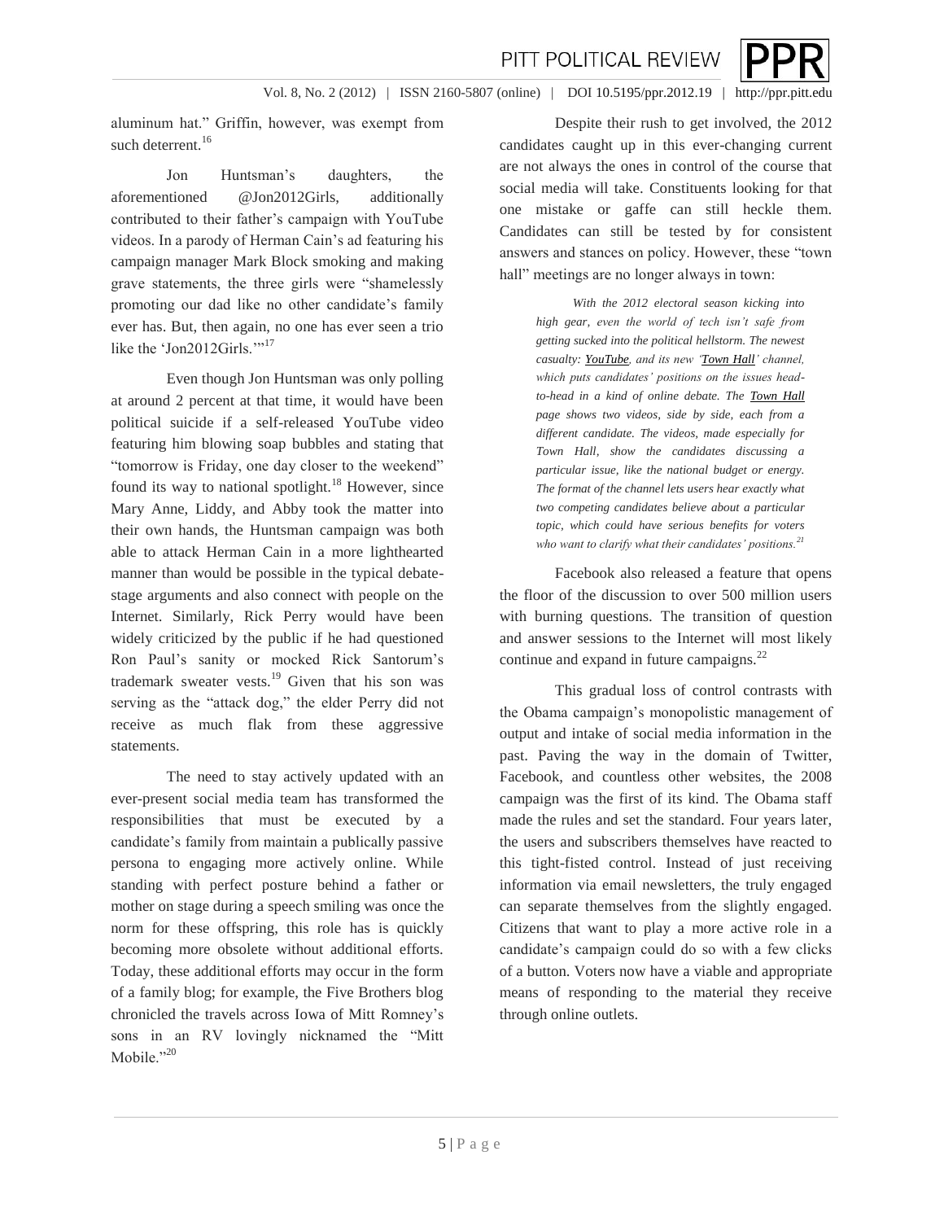aluminum hat." Griffin, however, was exempt from such deterrent.[16]

Jon Huntsman's daughters, the aforementioned @Jon2012Girls, additionally contributed to their father's campaign with YouTube videos. In a parody of Herman Cain's ad featuring his campaign manager Mark Block smoking and making grave statements, the three girls were "shamelessly promoting our dad like no other candidate's family ever has. But, then again, no one has ever seen a trio like the 'Jon2012Girls.'"[17]

Even though Jon Huntsman was only polling at around 2 percent at that time, it would have been political suicide if a self-released YouTube video featuring him blowing soap bubbles and stating that "tomorrow is Friday, one day closer to the weekend" found its way to national spotlight.[18] However, since Mary Anne, Liddy, and Abby took the matter into their own hands, the Huntsman campaign was both able to attack Herman Cain in a more lighthearted manner than would be possible in the typical debate-stage arguments and also connect with people on the Internet. Similarly, Rick Perry would have been widely criticized by the public if he had questioned Ron Paul's sanity or mocked Rick Santorum's trademark sweater vests.[19] Given that his son was serving as the "attack dog," the elder Perry did not receive as much flak from these aggressive statements.

The need to stay actively updated with an ever-present social media team has transformed the responsibilities that must be executed by a candidate's family from maintain a publically passive persona to engaging more actively online. While standing with perfect posture behind a father or mother on stage during a speech smiling was once the norm for these offspring, this role has is quickly becoming more obsolete without additional efforts. Today, these additional efforts may occur in the form of a family blog; for example, the Five Brothers blog chronicled the travels across Iowa of Mitt Romney's sons in an RV lovingly nicknamed the "Mitt Mobile."[20]

Despite their rush to get involved, the 2012 candidates caught up in this ever-changing current are not always the ones in control of the course that social media will take. Constituents looking for that one mistake or gaffe can still heckle them. Candidates can still be tested by for consistent answers and stances on policy. However, these "town hall" meetings are no longer always in town:

> *With the 2012 electoral season kicking into high gear, even the world of tech isn't safe from getting sucked into the political hellstorm. The newest casualty: YouTube, and its new 'Town Hall' channel, which puts candidates' positions on the issues head-to-head in a kind of online debate. The Town Hall page shows two videos, side by side, each from a different candidate. The videos, made especially for Town Hall, show the candidates discussing a particular issue, like the national budget or energy. The format of the channel lets users hear exactly what two competing candidates believe about a particular topic, which could have serious benefits for voters who want to clarify what their candidates' positions.*[21]

Facebook also released a feature that opens the floor of the discussion to over 500 million users with burning questions. The transition of question and answer sessions to the Internet will most likely continue and expand in future campaigns.[22]

This gradual loss of control contrasts with the Obama campaign's monopolistic management of output and intake of social media information in the past. Paving the way in the domain of Twitter, Facebook, and countless other websites, the 2008 campaign was the first of its kind. The Obama staff made the rules and set the standard. Four years later, the users and subscribers themselves have reacted to this tight-fisted control. Instead of just receiving information via email newsletters, the truly engaged can separate themselves from the slightly engaged. Citizens that want to play a more active role in a candidate's campaign could do so with a few clicks of a button. Voters now have a viable and appropriate means of responding to the material they receive through online outlets.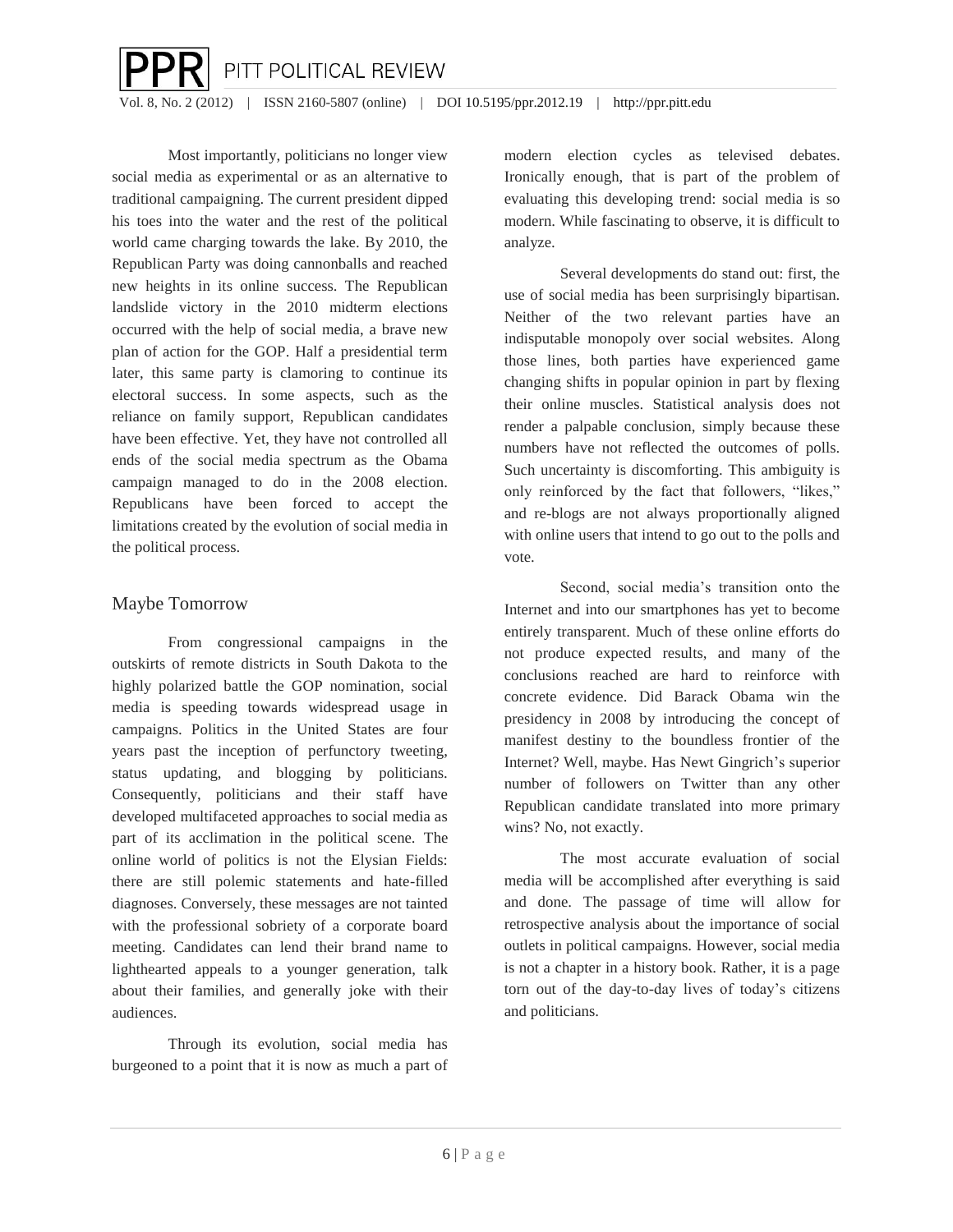Most importantly, politicians no longer view social media as experimental or as an alternative to traditional campaigning. The current president dipped his toes into the water and the rest of the political world came charging towards the lake. By 2010, the Republican Party was doing cannonballs and reached new heights in its online success. The Republican landslide victory in the 2010 midterm elections occurred with the help of social media, a brave new plan of action for the GOP. Half a presidential term later, this same party is clamoring to continue its electoral success. In some aspects, such as the reliance on family support, Republican candidates have been effective. Yet, they have not controlled all ends of the social media spectrum as the Obama campaign managed to do in the 2008 election. Republicans have been forced to accept the limitations created by the evolution of social media in the political process.

## Maybe Tomorrow

From congressional campaigns in the outskirts of remote districts in South Dakota to the highly polarized battle the GOP nomination, social media is speeding towards widespread usage in campaigns. Politics in the United States are four years past the inception of perfunctory tweeting, status updating, and blogging by politicians. Consequently, politicians and their staff have developed multifaceted approaches to social media as part of its acclimation in the political scene. The online world of politics is not the Elysian Fields: there are still polemic statements and hate-filled diagnoses. Conversely, these messages are not tainted with the professional sobriety of a corporate board meeting. Candidates can lend their brand name to lighthearted appeals to a younger generation, talk about their families, and generally joke with their audiences.

Through its evolution, social media has burgeoned to a point that it is now as much a part of modern election cycles as televised debates. Ironically enough, that is part of the problem of evaluating this developing trend: social media is so modern. While fascinating to observe, it is difficult to analyze.

Several developments do stand out: first, the use of social media has been surprisingly bipartisan. Neither of the two relevant parties have an indisputable monopoly over social websites. Along those lines, both parties have experienced game changing shifts in popular opinion in part by flexing their online muscles. Statistical analysis does not render a palpable conclusion, simply because these numbers have not reflected the outcomes of polls. Such uncertainty is discomforting. This ambiguity is only reinforced by the fact that followers, "likes," and re-blogs are not always proportionally aligned with online users that intend to go out to the polls and vote.

Second, social media's transition onto the Internet and into our smartphones has yet to become entirely transparent. Much of these online efforts do not produce expected results, and many of the conclusions reached are hard to reinforce with concrete evidence. Did Barack Obama win the presidency in 2008 by introducing the concept of manifest destiny to the boundless frontier of the Internet? Well, maybe. Has Newt Gingrich's superior number of followers on Twitter than any other Republican candidate translated into more primary wins? No, not exactly.

The most accurate evaluation of social media will be accomplished after everything is said and done. The passage of time will allow for retrospective analysis about the importance of social outlets in political campaigns. However, social media is not a chapter in a history book. Rather, it is a page torn out of the day-to-day lives of today's citizens and politicians.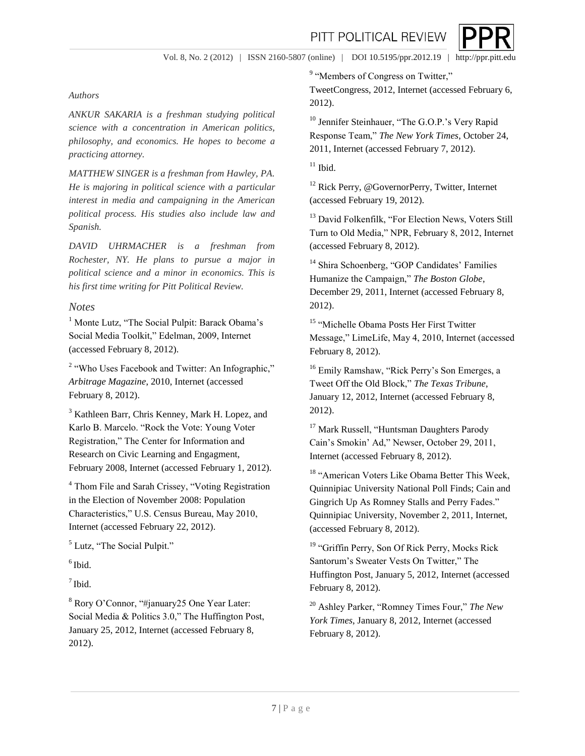*Authors*

*ANKUR SAKARIA is a freshman studying political science with a concentration in American politics, philosophy, and economics. He hopes to become a practicing attorney.*

*MATTHEW SINGER is a freshman from Hawley, PA. He is majoring in political science with a particular interest in media and campaigning in the American political process. His studies also include law and Spanish.*

*DAVID UHRMACHER is a freshman from Rochester, NY. He plans to pursue a major in political science and a minor in economics. This is his first time writing for Pitt Political Review.*

## *Notes*

[1] Monte Lutz, "The Social Pulpit: Barack Obama's Social Media Toolkit," Edelman, 2009, Internet (accessed February 8, 2012).

[2] "Who Uses Facebook and Twitter: An Infographic," *Arbitrage Magazine*, 2010, Internet (accessed February 8, 2012).

[3] Kathleen Barr, Chris Kenney, Mark H. Lopez, and Karlo B. Marcelo. "Rock the Vote: Young Voter Registration," The Center for Information and Research on Civic Learning and Engagment, February 2008, Internet (accessed February 1, 2012).

[4] Thom File and Sarah Crissey, "Voting Registration in the Election of November 2008: Population Characteristics," U.S. Census Bureau, May 2010, Internet (accessed February 22, 2012).

[5] Lutz, "The Social Pulpit."

[6] Ibid.

[7] Ibid.

[8] Rory O'Connor, "#january25 One Year Later: Social Media & Politics 3.0," The Huffington Post, January 25, 2012, Internet (accessed February 8, 2012).

[9] "Members of Congress on Twitter," TweetCongress, 2012, Internet (accessed February 6, 2012).

[10] Jennifer Steinhauer, "The G.O.P.'s Very Rapid Response Team," *The New York Times*, October 24, 2011, Internet (accessed February 7, 2012).

[11] Ibid.

[12] Rick Perry, @GovernorPerry, Twitter, Internet (accessed February 19, 2012).

[13] David Folkenfilk, "For Election News, Voters Still Turn to Old Media," NPR, February 8, 2012, Internet (accessed February 8, 2012).

[14] Shira Schoenberg, "GOP Candidates' Families Humanize the Campaign," *The Boston Globe*, December 29, 2011, Internet (accessed February 8, 2012).

[15] "Michelle Obama Posts Her First Twitter Message," LimeLife, May 4, 2010, Internet (accessed February 8, 2012).

[16] Emily Ramshaw, "Rick Perry's Son Emerges, a Tweet Off the Old Block," *The Texas Tribune*, January 12, 2012, Internet (accessed February 8, 2012).

[17] Mark Russell, "Huntsman Daughters Parody Cain's Smokin' Ad," Newser, October 29, 2011, Internet (accessed February 8, 2012).

[18] "American Voters Like Obama Better This Week, Quinnipiac University National Poll Finds; Cain and Gingrich Up As Romney Stalls and Perry Fades." Quinnipiac University, November 2, 2011, Internet, (accessed February 8, 2012).

[19] "Griffin Perry, Son Of Rick Perry, Mocks Rick Santorum's Sweater Vests On Twitter," The Huffington Post, January 5, 2012, Internet (accessed February 8, 2012).

[20] Ashley Parker, "Romney Times Four," *The New York Times*, January 8, 2012, Internet (accessed February 8, 2012).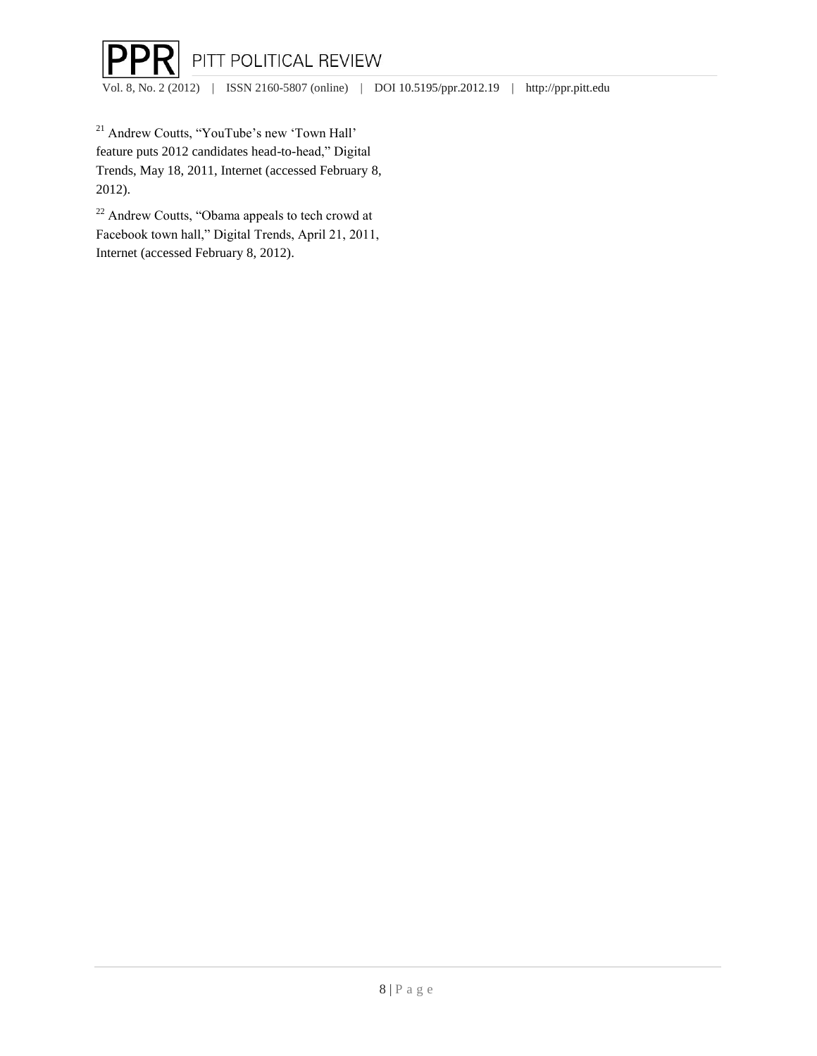[21] Andrew Coutts, "YouTube's new 'Town Hall' feature puts 2012 candidates head-to-head," Digital Trends, May 18, 2011, Internet (accessed February 8, 2012).

[22] Andrew Coutts, "Obama appeals to tech crowd at Facebook town hall," Digital Trends, April 21, 2011, Internet (accessed February 8, 2012).